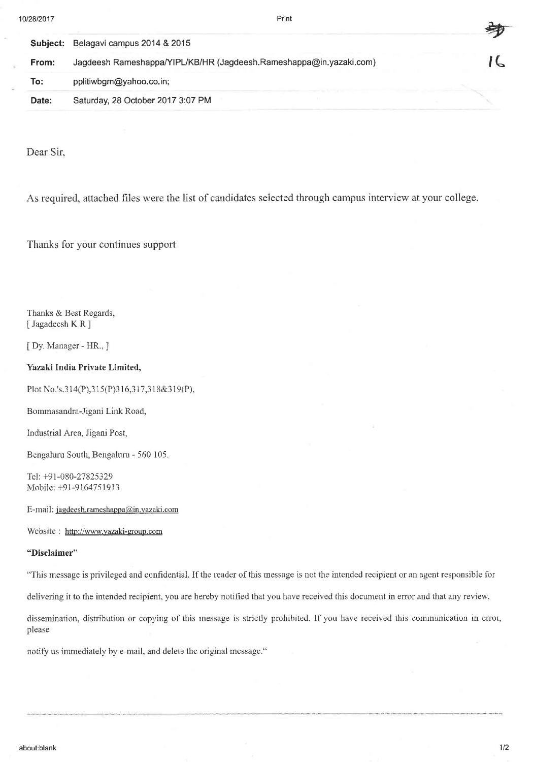| | |
|---|---|
| **Subject:** | Belagavi campus 2014 & 2015 |
| **From:** | Jagdeesh Rameshappa/YIPL/KB/HR (Jagdeesh.Rameshappa@in.yazaki.com) |
| **To:** | pplitiwbgm@yahoo.co.in; |
| **Date:** | Saturday, 28 October 2017 3:07 PM |

Dear Sir,

As required, attached files were the list of candidates selected through campus interview at your college.

Thanks for your continues support

Thanks & Best Regards,
[ Jagadeesh K R ]

[ Dy. Manager - HR., ]

**Yazaki India Private Limited,**

Plot No.'s.314(P),315(P)316,317,318&319(P),

Bommasandra-Jigani Link Road,

Industrial Area, Jigani Post,

Bengaluru South, Bengaluru - 560 105.

Tel: +91-080-27825329
Mobile: +91-9164751913

E-mail: jagdeesh.rameshappa@in.yazaki.com

Website : http://www.yazaki-group.com

**"Disclaimer"**

"This message is privileged and confidential. If the reader of this message is not the intended recipient or an agent responsible for delivering it to the intended recipient, you are hereby notified that you have received this document in error and that any review, dissemination, distribution or copying of this message is strictly prohibited. If you have received this communication in error, please notify us immediately by e-mail, and delete the original message."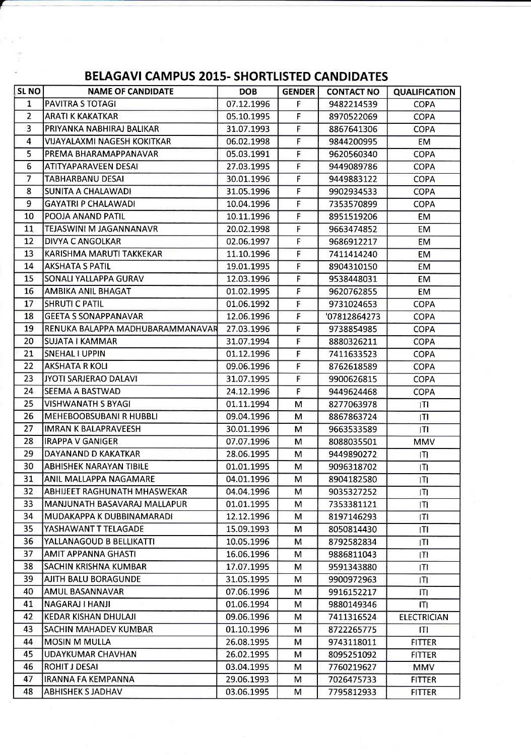## BELAGAVI CAMPUS 2015- SHORTLISTED CANDIDATES

| SL NO | NAME OF CANDIDATE | DOB | GENDER | CONTACT NO | QUALIFICATION |
|---|---|---|---|---|---|
| 1 | PAVITRA S TOTAGI | 07.12.1996 | F | 9482214539 | COPA |
| 2 | ARATI K KAKATKAR | 05.10.1995 | F | 8970522069 | COPA |
| 3 | PRIYANKA NABHIRAJ BALIKAR | 31.07.1993 | F | 8867641306 | COPA |
| 4 | VIJAYALAXMI NAGESH KOKITKAR | 06.02.1998 | F | 9844200995 | EM |
| 5 | PREMA BHARAMAPPANAVAR | 05.03.1991 | F | 9620560340 | COPA |
| 6 | ATITYAPARAVEEN DESAI | 27.03.1995 | F | 9449089786 | COPA |
| 7 | TABHARBANU DESAI | 30.01.1996 | F | 9449883122 | COPA |
| 8 | SUNITA A CHALAWADI | 31.05.1996 | F | 9902934533 | COPA |
| 9 | GAYATRI P CHALAWADI | 10.04.1996 | F | 7353570899 | COPA |
| 10 | POOJA ANAND PATIL | 10.11.1996 | F | 8951519206 | EM |
| 11 | TEJASWINI M JAGANNANAVR | 20.02.1998 | F | 9663474852 | EM |
| 12 | DIVYA C ANGOLKAR | 02.06.1997 | F | 9686912217 | EM |
| 13 | KARISHMA MARUTI TAKKEKAR | 11.10.1996 | F | 7411414240 | EM |
| 14 | AKSHATA S PATIL | 19.01.1995 | F | 8904310150 | EM |
| 15 | SONALI YALLAPPA GURAV | 12.03.1996 | F | 9538448031 | EM |
| 16 | AMBIKA ANIL BHAGAT | 01.02.1995 | F | 9620762855 | EM |
| 17 | SHRUTI C PATIL | 01.06.1992 | F | 9731024653 | COPA |
| 18 | GEETA S SONAPPANAVAR | 12.06.1996 | F | '07812864273 | COPA |
| 19 | RENUKA BALAPPA MADHUBARAMMANAVAR | 27.03.1996 | F | 9738854985 | COPA |
| 20 | SUJATA I KAMMAR | 31.07.1994 | F | 8880326211 | COPA |
| 21 | SNEHAL I UPPIN | 01.12.1996 | F | 7411633523 | COPA |
| 22 | AKSHATA R KOLI | 09.06.1996 | F | 8762618589 | COPA |
| 23 | JYOTI SARJERAO DALAVI | 31.07.1995 | F | 9900626815 | COPA |
| 24 | SEEMA A BASTWAD | 24.12.1996 | F | 9449624468 | COPA |
| 25 | VISHWANATH S BYAGI | 01.11.1994 | M | 8277063978 | ITI |
| 26 | MEHEBOOBSUBANI R HUBBLI | 09.04.1996 | M | 8867863724 | ITI |
| 27 | IMRAN K BALAPRAVEESH | 30.01.1996 | M | 9663533589 | ITI |
| 28 | IRAPPA V GANIGER | 07.07.1996 | M | 8088035501 | MMV |
| 29 | DAYANAND D KAKATKAR | 28.06.1995 | M | 9449890272 | ITI |
| 30 | ABHISHEK NARAYAN TIBILE | 01.01.1995 | M | 9096318702 | ITI |
| 31 | ANIL MALLAPPA NAGAMARE | 04.01.1996 | M | 8904182580 | ITI |
| 32 | ABHIJEET RAGHUNATH MHASWEKAR | 04.04.1996 | M | 9035327252 | ITI |
| 33 | MANJUNATH BASAVARAJ MALLAPUR | 01.01.1995 | M | 7353381121 | ITI |
| 34 | MUDAKAPPA K DUBBINAMARADI | 12.12.1996 | M | 8197146293 | ITI |
| 35 | YASHAWANT T TELAGADE | 15.09.1993 | M | 8050814430 | ITI |
| 36 | YALLANAGOUD B BELLIKATTI | 10.05.1996 | M | 8792582834 | ITI |
| 37 | AMIT APPANNA GHASTI | 16.06.1996 | M | 9886811043 | ITI |
| 38 | SACHIN KRISHNA KUMBAR | 17.07.1995 | M | 9591343880 | ITI |
| 39 | AJITH BALU BORAGUNDE | 31.05.1995 | M | 9900972963 | ITI |
| 40 | AMUL BASANNAVAR | 07.06.1996 | M | 9916152217 | ITI |
| 41 | NAGARAJ I HANJI | 01.06.1994 | M | 9880149346 | ITI |
| 42 | KEDAR KISHAN DHULAJI | 09.06.1996 | M | 7411316524 | ELECTRICIAN |
| 43 | SACHIN MAHADEV KUMBAR | 01.10.1996 | M | 8722265775 | ITI |
| 44 | MOSIN M MULLA | 26.08.1995 | M | 9743118011 | FITTER |
| 45 | UDAYKUMAR CHAVHAN | 26.02.1995 | M | 8095251092 | FITTER |
| 46 | ROHIT J DESAI | 03.04.1995 | M | 7760219627 | MMV |
| 47 | IRANNA FA KEMPANNA | 29.06.1993 | M | 7026475733 | FITTER |
| 48 | ABHISHEK S JADHAV | 03.06.1995 | M | 7795812933 | FITTER |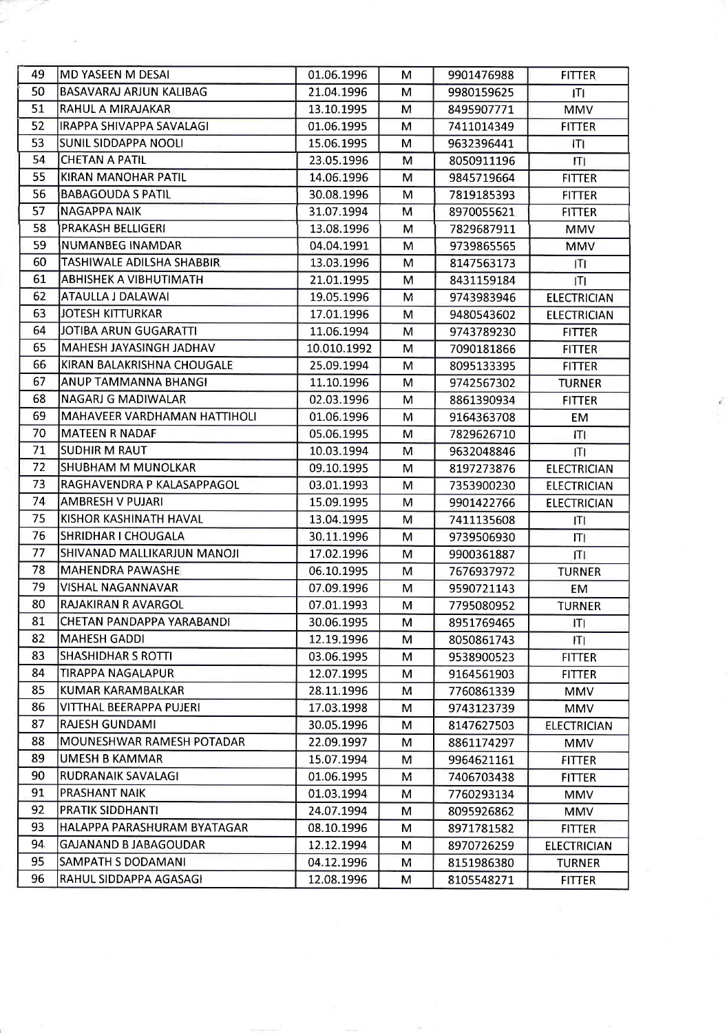| 49 | MD YASEEN M DESAI | 01.06.1996 | M | 9901476988 | FITTER |
|---|---|---|---|---|---|
| 50 | BASAVARAJ ARJUN KALIBAG | 21.04.1996 | M | 9980159625 | ITI |
| 51 | RAHUL A MIRAJAKAR | 13.10.1995 | M | 8495907771 | MMV |
| 52 | IRAPPA SHIVAPPA SAVALAGI | 01.06.1995 | M | 7411014349 | FITTER |
| 53 | SUNIL SIDDAPPA NOOLI | 15.06.1995 | M | 9632396441 | ITI |
| 54 | CHETAN A PATIL | 23.05.1996 | M | 8050911196 | ITI |
| 55 | KIRAN MANOHAR PATIL | 14.06.1996 | M | 9845719664 | FITTER |
| 56 | BABAGOUDA S PATIL | 30.08.1996 | M | 7819185393 | FITTER |
| 57 | NAGAPPA NAIK | 31.07.1994 | M | 8970055621 | FITTER |
| 58 | PRAKASH BELLIGERI | 13.08.1996 | M | 7829687911 | MMV |
| 59 | NUMANBEG INAMDAR | 04.04.1991 | M | 9739865565 | MMV |
| 60 | TASHIWALE ADILSHA SHABBIR | 13.03.1996 | M | 8147563173 | ITI |
| 61 | ABHISHEK A VIBHUTIMATH | 21.01.1995 | M | 8431159184 | ITI |
| 62 | ATAULLA J DALAWAI | 19.05.1996 | M | 9743983946 | ELECTRICIAN |
| 63 | JOTESH KITTURKAR | 17.01.1996 | M | 9480543602 | ELECTRICIAN |
| 64 | JOTIBA ARUN GUGARATTI | 11.06.1994 | M | 9743789230 | FITTER |
| 65 | MAHESH JAYASINGH JADHAV | 10.010.1992 | M | 7090181866 | FITTER |
| 66 | KIRAN BALAKRISHNA CHOUGALE | 25.09.1994 | M | 8095133395 | FITTER |
| 67 | ANUP TAMMANNA BHANGI | 11.10.1996 | M | 9742567302 | TURNER |
| 68 | NAGARJ G MADIWALAR | 02.03.1996 | M | 8861390934 | FITTER |
| 69 | MAHAVEER VARDHAMAN HATTIHOLI | 01.06.1996 | M | 9164363708 | EM |
| 70 | MATEEN R NADAF | 05.06.1995 | M | 7829626710 | ITI |
| 71 | SUDHIR M RAUT | 10.03.1994 | M | 9632048846 | ITI |
| 72 | SHUBHAM M MUNOLKAR | 09.10.1995 | M | 8197273876 | ELECTRICIAN |
| 73 | RAGHAVENDRA P KALASAPPAGOL | 03.01.1993 | M | 7353900230 | ELECTRICIAN |
| 74 | AMBRESH V PUJARI | 15.09.1995 | M | 9901422766 | ELECTRICIAN |
| 75 | KISHOR KASHINATH HAVAL | 13.04.1995 | M | 7411135608 | ITI |
| 76 | SHRIDHAR I CHOUGALA | 30.11.1996 | M | 9739506930 | ITI |
| 77 | SHIVANAD MALLIKARJUN MANOJI | 17.02.1996 | M | 9900361887 | ITI |
| 78 | MAHENDRA PAWASHE | 06.10.1995 | M | 7676937972 | TURNER |
| 79 | VISHAL NAGANNAVAR | 07.09.1996 | M | 9590721143 | EM |
| 80 | RAJAKIRAN R AVARGOL | 07.01.1993 | M | 7795080952 | TURNER |
| 81 | CHETAN PANDAPPA YARABANDI | 30.06.1995 | M | 8951769465 | ITI |
| 82 | MAHESH GADDI | 12.19.1996 | M | 8050861743 | ITI |
| 83 | SHASHIDHAR S ROTTI | 03.06.1995 | M | 9538900523 | FITTER |
| 84 | TIRAPPA NAGALAPUR | 12.07.1995 | M | 9164561903 | FITTER |
| 85 | KUMAR KARAMBALKAR | 28.11.1996 | M | 7760861339 | MMV |
| 86 | VITTHAL BEERAPPA PUJERI | 17.03.1998 | M | 9743123739 | MMV |
| 87 | RAJESH GUNDAMI | 30.05.1996 | M | 8147627503 | ELECTRICIAN |
| 88 | MOUNESHWAR RAMESH POTADAR | 22.09.1997 | M | 8861174297 | MMV |
| 89 | UMESH B KAMMAR | 15.07.1994 | M | 9964621161 | FITTER |
| 90 | RUDRANAIK SAVALAGI | 01.06.1995 | M | 7406703438 | FITTER |
| 91 | PRASHANT NAIK | 01.03.1994 | M | 7760293134 | MMV |
| 92 | PRATIK SIDDHANTI | 24.07.1994 | M | 8095926862 | MMV |
| 93 | HALAPPA PARASHURAM BYATAGAR | 08.10.1996 | M | 8971781582 | FITTER |
| 94 | GAJANAND B JABAGOUDAR | 12.12.1994 | M | 8970726259 | ELECTRICIAN |
| 95 | SAMPATH S DODAMANI | 04.12.1996 | M | 8151986380 | TURNER |
| 96 | RAHUL SIDDAPPA AGASAGI | 12.08.1996 | M | 8105548271 | FITTER |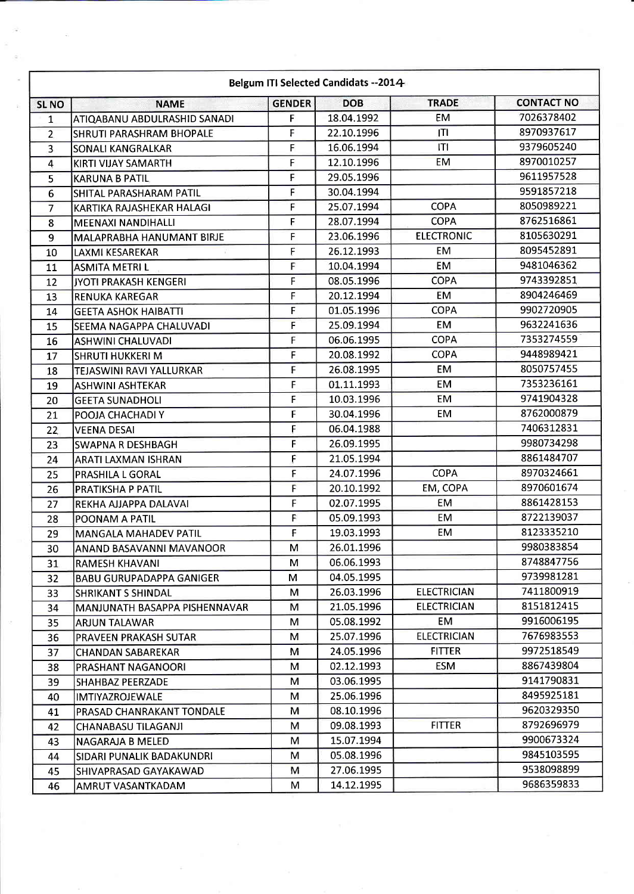| Belgum ITI Selected Candidates --2014 | | | | | |
|---|---|---|---|---|---|
| SL NO | NAME | GENDER | DOB | TRADE | CONTACT NO |
| 1 | ATIQABANU ABDULRASHID SANADI | F | 18.04.1992 | EM | 7026378402 |
| 2 | SHRUTI PARASHRAM BHOPALE | F | 22.10.1996 | ITI | 8970937617 |
| 3 | SONALI KANGRALKAR | F | 16.06.1994 | ITI | 9379605240 |
| 4 | KIRTI VIJAY SAMARTH | F | 12.10.1996 | EM | 8970010257 |
| 5 | KARUNA B PATIL | F | 29.05.1996 | | 9611957528 |
| 6 | SHITAL PARASHARAM PATIL | F | 30.04.1994 | | 9591857218 |
| 7 | KARTIKA RAJASHEKAR HALAGI | F | 25.07.1994 | COPA | 8050989221 |
| 8 | MEENAXI NANDIHALLI | F | 28.07.1994 | COPA | 8762516861 |
| 9 | MALAPRABHA HANUMANT BIRJE | F | 23.06.1996 | ELECTRONIC | 8105630291 |
| 10 | LAXMI KESAREKAR | F | 26.12.1993 | EM | 8095452891 |
| 11 | ASMITA METRI L | F | 10.04.1994 | EM | 9481046362 |
| 12 | JYOTI PRAKASH KENGERI | F | 08.05.1996 | COPA | 9743392851 |
| 13 | RENUKA KAREGAR | F | 20.12.1994 | EM | 8904246469 |
| 14 | GEETA ASHOK HAIBATTI | F | 01.05.1996 | COPA | 9902720905 |
| 15 | SEEMA NAGAPPA CHALUVADI | F | 25.09.1994 | EM | 9632241636 |
| 16 | ASHWINI CHALUVADI | F | 06.06.1995 | COPA | 7353274559 |
| 17 | SHRUTI HUKKERI M | F | 20.08.1992 | COPA | 9448989421 |
| 18 | TEJASWINI RAVI YALLURKAR | F | 26.08.1995 | EM | 8050757455 |
| 19 | ASHWINI ASHTEKAR | F | 01.11.1993 | EM | 7353236161 |
| 20 | GEETA SUNADHOLI | F | 10.03.1996 | EM | 9741904328 |
| 21 | POOJA CHACHADI Y | F | 30.04.1996 | EM | 8762000879 |
| 22 | VEENA DESAI | F | 06.04.1988 | | 7406312831 |
| 23 | SWAPNA R DESHBAGH | F | 26.09.1995 | | 9980734298 |
| 24 | ARATI LAXMAN ISHRAN | F | 21.05.1994 | | 8861484707 |
| 25 | PRASHILA L GORAL | F | 24.07.1996 | COPA | 8970324661 |
| 26 | PRATIKSHA P PATIL | F | 20.10.1992 | EM, COPA | 8970601674 |
| 27 | REKHA AJJAPPA DALAVAI | F | 02.07.1995 | EM | 8861428153 |
| 28 | POONAM A PATIL | F | 05.09.1993 | EM | 8722139037 |
| 29 | MANGALA MAHADEV PATIL | F | 19.03.1993 | EM | 8123335210 |
| 30 | ANAND BASAVANNI MAVANOOR | M | 26.01.1996 | | 9980383854 |
| 31 | RAMESH KHAVANI | M | 06.06.1993 | | 8748847756 |
| 32 | BABU GURUPADAPPA GANIGER | M | 04.05.1995 | | 9739981281 |
| 33 | SHRIKANT S SHINDAL | M | 26.03.1996 | ELECTRICIAN | 7411800919 |
| 34 | MANJUNATH BASAPPA PISHENNAVAR | M | 21.05.1996 | ELECTRICIAN | 8151812415 |
| 35 | ARJUN TALAWAR | M | 05.08.1992 | EM | 9916006195 |
| 36 | PRAVEEN PRAKASH SUTAR | M | 25.07.1996 | ELECTRICIAN | 7676983553 |
| 37 | CHANDAN SABAREKAR | M | 24.05.1996 | FITTER | 9972518549 |
| 38 | PRASHANT NAGANOORI | M | 02.12.1993 | ESM | 8867439804 |
| 39 | SHAHBAZ PEERZADE | M | 03.06.1995 | | 9141790831 |
| 40 | IMTIYAZROJEWALE | M | 25.06.1996 | | 8495925181 |
| 41 | PRASAD CHANRAKANT TONDALE | M | 08.10.1996 | | 9620329350 |
| 42 | CHANABASU TILAGANJI | M | 09.08.1993 | FITTER | 8792696979 |
| 43 | NAGARAJA B MELED | M | 15.07.1994 | | 9900673324 |
| 44 | SIDARI PUNALIK BADAKUNDRI | M | 05.08.1996 | | 9845103595 |
| 45 | SHIVAPRASAD GAYAKAWAD | M | 27.06.1995 | | 9538098899 |
| 46 | AMRUT VASANTKADAM | M | 14.12.1995 | | 9686359833 |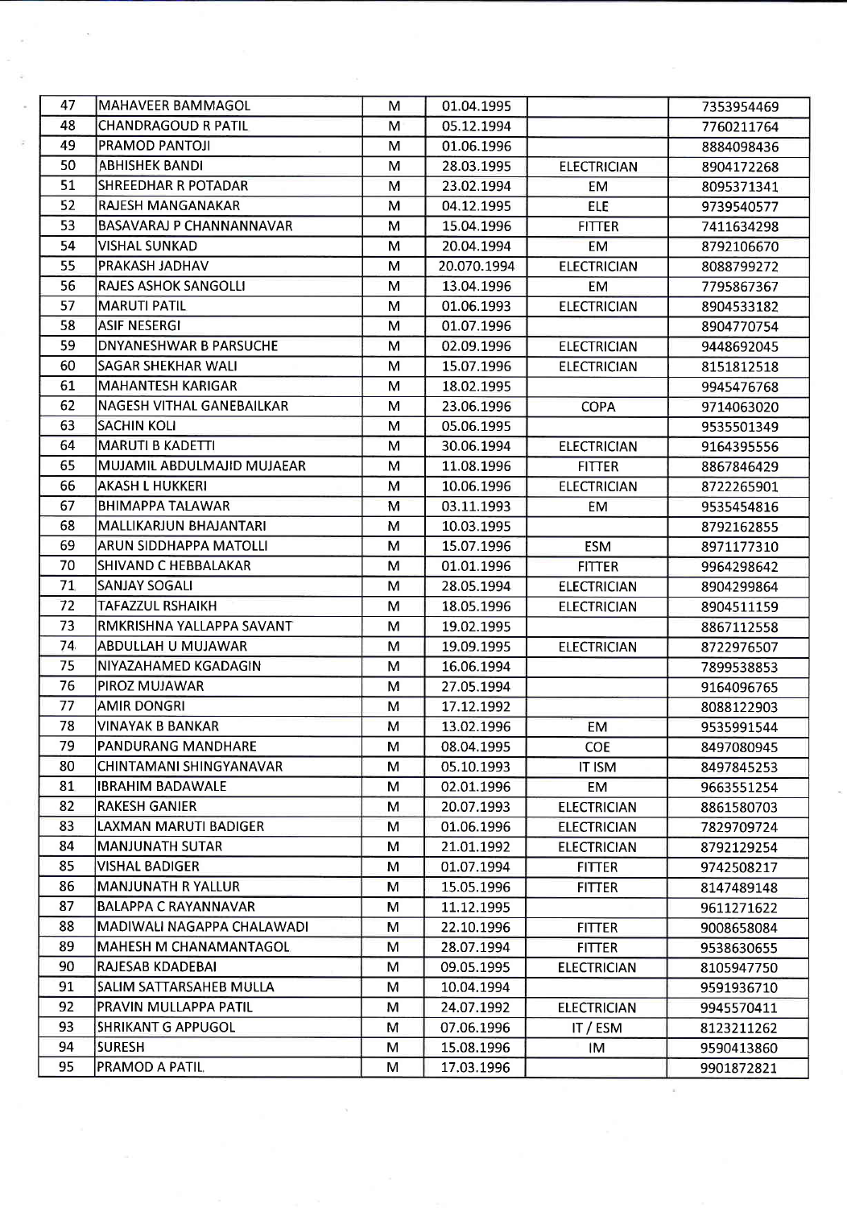| | | | | | |
|---|---|---|---|---|---|
| 47 | MAHAVEER BAMMAGOL | M | 01.04.1995 | | 7353954469 |
| 48 | CHANDRAGOUD R PATIL | M | 05.12.1994 | | 7760211764 |
| 49 | PRAMOD PANTOJI | M | 01.06.1996 | | 8884098436 |
| 50 | ABHISHEK BANDI | M | 28.03.1995 | ELECTRICIAN | 8904172268 |
| 51 | SHREEDHAR R POTADAR | M | 23.02.1994 | EM | 8095371341 |
| 52 | RAJESH MANGANAKAR | M | 04.12.1995 | ELE | 9739540577 |
| 53 | BASAVARAJ P CHANNANNAVAR | M | 15.04.1996 | FITTER | 7411634298 |
| 54 | VISHAL SUNKAD | M | 20.04.1994 | EM | 8792106670 |
| 55 | PRAKASH JADHAV | M | 20.070.1994 | ELECTRICIAN | 8088799272 |
| 56 | RAJES ASHOK SANGOLLI | M | 13.04.1996 | EM | 7795867367 |
| 57 | MARUTI PATIL | M | 01.06.1993 | ELECTRICIAN | 8904533182 |
| 58 | ASIF NESERGI | M | 01.07.1996 | | 8904770754 |
| 59 | DNYANESHWAR B PARSUCHE | M | 02.09.1996 | ELECTRICIAN | 9448692045 |
| 60 | SAGAR SHEKHAR WALI | M | 15.07.1996 | ELECTRICIAN | 8151812518 |
| 61 | MAHANTESH KARIGAR | M | 18.02.1995 | | 9945476768 |
| 62 | NAGESH VITHAL GANEBAILKAR | M | 23.06.1996 | COPA | 9714063020 |
| 63 | SACHIN KOLI | M | 05.06.1995 | | 9535501349 |
| 64 | MARUTI B KADETTI | M | 30.06.1994 | ELECTRICIAN | 9164395556 |
| 65 | MUJAMIL ABDULMAJID MUJAEAR | M | 11.08.1996 | FITTER | 8867846429 |
| 66 | AKASH L HUKKERI | M | 10.06.1996 | ELECTRICIAN | 8722265901 |
| 67 | BHIMAPPA TALAWAR | M | 03.11.1993 | EM | 9535454816 |
| 68 | MALLIKARJUN BHAJANTARI | M | 10.03.1995 | | 8792162855 |
| 69 | ARUN SIDDHAPPA MATOLLI | M | 15.07.1996 | ESM | 8971177310 |
| 70 | SHIVAND C HEBBALAKAR | M | 01.01.1996 | FITTER | 9964298642 |
| 71 | SANJAY SOGALI | M | 28.05.1994 | ELECTRICIAN | 8904299864 |
| 72 | TAFAZZUL RSHAIKH | M | 18.05.1996 | ELECTRICIAN | 8904511159 |
| 73 | RMKRISHNA YALLAPPA SAVANT | M | 19.02.1995 | | 8867112558 |
| 74 | ABDULLAH U MUJAWAR | M | 19.09.1995 | ELECTRICIAN | 8722976507 |
| 75 | NIYAZAHAMED KGADAGIN | M | 16.06.1994 | | 7899538853 |
| 76 | PIROZ MUJAWAR | M | 27.05.1994 | | 9164096765 |
| 77 | AMIR DONGRI | M | 17.12.1992 | | 8088122903 |
| 78 | VINAYAK B BANKAR | M | 13.02.1996 | EM | 9535991544 |
| 79 | PANDURANG MANDHARE | M | 08.04.1995 | COE | 8497080945 |
| 80 | CHINTAMANI SHINGYANAVAR | M | 05.10.1993 | IT ISM | 8497845253 |
| 81 | IBRAHIM BADAWALE | M | 02.01.1996 | EM | 9663551254 |
| 82 | RAKESH GANIER | M | 20.07.1993 | ELECTRICIAN | 8861580703 |
| 83 | LAXMAN MARUTI BADIGER | M | 01.06.1996 | ELECTRICIAN | 7829709724 |
| 84 | MANJUNATH SUTAR | M | 21.01.1992 | ELECTRICIAN | 8792129254 |
| 85 | VISHAL BADIGER | M | 01.07.1994 | FITTER | 9742508217 |
| 86 | MANJUNATH R YALLUR | M | 15.05.1996 | FITTER | 8147489148 |
| 87 | BALAPPA C RAYANNAVAR | M | 11.12.1995 | | 9611271622 |
| 88 | MADIWALI NAGAPPA CHALAWADI | M | 22.10.1996 | FITTER | 9008658084 |
| 89 | MAHESH M CHANAMANTAGOL | M | 28.07.1994 | FITTER | 9538630655 |
| 90 | RAJESAB KDADEBAI | M | 09.05.1995 | ELECTRICIAN | 8105947750 |
| 91 | SALIM SATTARSAHEB MULLA | M | 10.04.1994 | | 9591936710 |
| 92 | PRAVIN MULLAPPA PATIL | M | 24.07.1992 | ELECTRICIAN | 9945570411 |
| 93 | SHRIKANT G APPUGOL | M | 07.06.1996 | IT / ESM | 8123211262 |
| 94 | SURESH | M | 15.08.1996 | IM | 9590413860 |
| 95 | PRAMOD A PATIL | M | 17.03.1996 | | 9901872821 |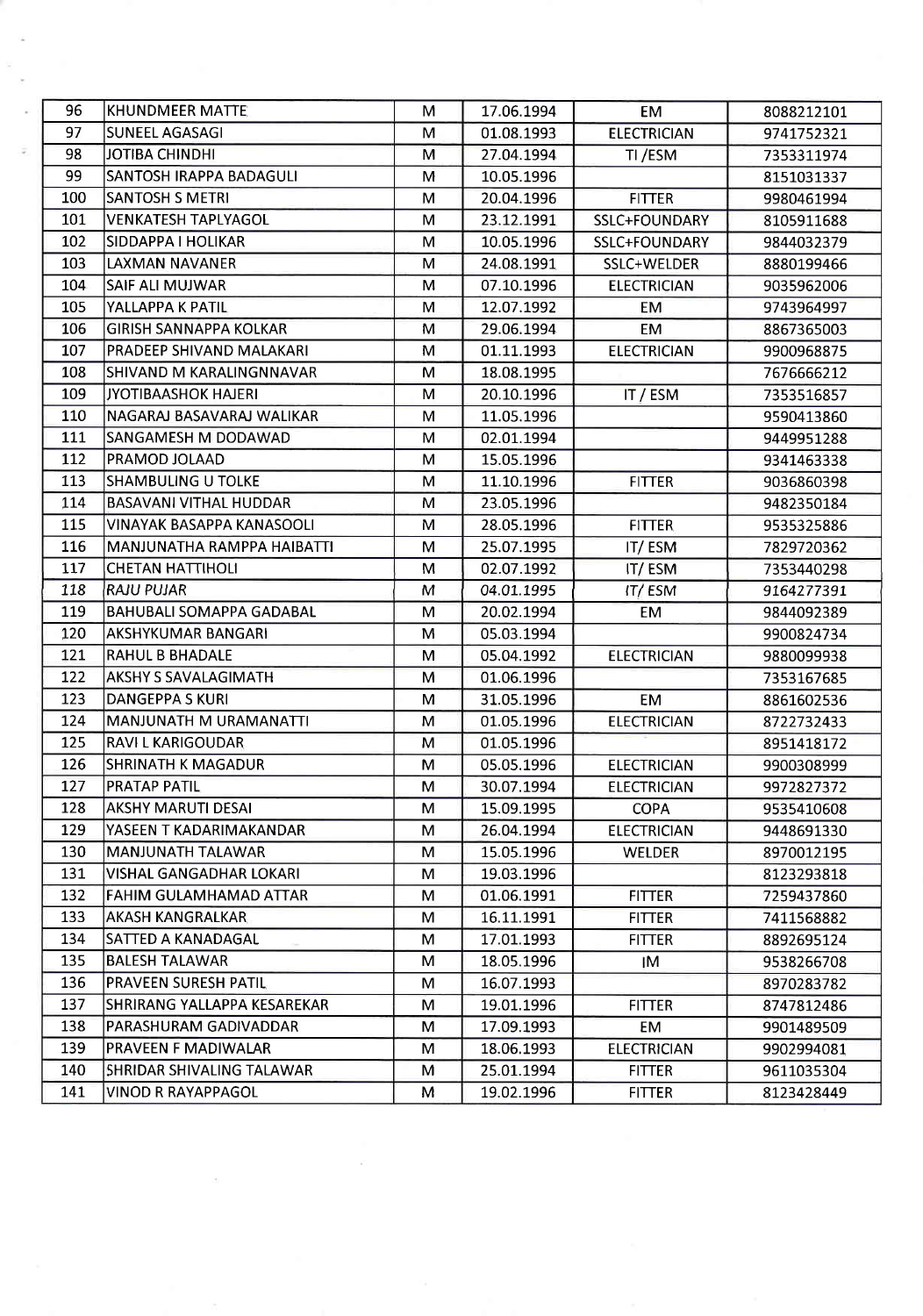| | | | | | |
|---|---|---|---|---|---|
| 96 | KHUNDMEER MATTE | M | 17.06.1994 | EM | 8088212101 |
| 97 | SUNEEL AGASAGI | M | 01.08.1993 | ELECTRICIAN | 9741752321 |
| 98 | JOTIBA CHINDHI | M | 27.04.1994 | TI /ESM | 7353311974 |
| 99 | SANTOSH IRAPPA BADAGULI | M | 10.05.1996 | | 8151031337 |
| 100 | SANTOSH S METRI | M | 20.04.1996 | FITTER | 9980461994 |
| 101 | VENKATESH TAPLYAGOL | M | 23.12.1991 | SSLC+FOUNDARY | 8105911688 |
| 102 | SIDDAPPA I HOLIKAR | M | 10.05.1996 | SSLC+FOUNDARY | 9844032379 |
| 103 | LAXMAN NAVANER | M | 24.08.1991 | SSLC+WELDER | 8880199466 |
| 104 | SAIF ALI MUJWAR | M | 07.10.1996 | ELECTRICIAN | 9035962006 |
| 105 | YALLAPPA K PATIL | M | 12.07.1992 | EM | 9743964997 |
| 106 | GIRISH SANNAPPA KOLKAR | M | 29.06.1994 | EM | 8867365003 |
| 107 | PRADEEP SHIVAND MALAKARI | M | 01.11.1993 | ELECTRICIAN | 9900968875 |
| 108 | SHIVAND M KARALINGNNAVAR | M | 18.08.1995 | | 7676666212 |
| 109 | JYOTIBAASHOK HAJERI | M | 20.10.1996 | IT / ESM | 7353516857 |
| 110 | NAGARAJ BASAVARAJ WALIKAR | M | 11.05.1996 | | 9590413860 |
| 111 | SANGAMESH M DODAWAD | M | 02.01.1994 | | 9449951288 |
| 112 | PRAMOD JOLAAD | M | 15.05.1996 | | 9341463338 |
| 113 | SHAMBULING U TOLKE | M | 11.10.1996 | FITTER | 9036860398 |
| 114 | BASAVANI VITHAL HUDDAR | M | 23.05.1996 | | 9482350184 |
| 115 | VINAYAK BASAPPA KANASOOLI | M | 28.05.1996 | FITTER | 9535325886 |
| 116 | MANJUNATHA RAMPPA HAIBATTI | M | 25.07.1995 | IT/ ESM | 7829720362 |
| 117 | CHETAN HATTIHOLI | M | 02.07.1992 | IT/ ESM | 7353440298 |
| 118 | *RAJU PUJAR* | *M* | *04.01.1995* | *IT/ ESM* | *9164277391* |
| 119 | BAHUBALI SOMAPPA GADABAL | M | 20.02.1994 | EM | 9844092389 |
| 120 | AKSHYKUMAR BANGARI | M | 05.03.1994 | | 9900824734 |
| 121 | RAHUL B BHADALE | M | 05.04.1992 | ELECTRICIAN | 9880099938 |
| 122 | AKSHY S SAVALAGIMATH | M | 01.06.1996 | | 7353167685 |
| 123 | DANGEPPA S KURI | M | 31.05.1996 | EM | 8861602536 |
| 124 | MANJUNATH M URAMANATTI | M | 01.05.1996 | ELECTRICIAN | 8722732433 |
| 125 | RAVI L KARIGOUDAR | M | 01.05.1996 | | 8951418172 |
| 126 | SHRINATH K MAGADUR | M | 05.05.1996 | ELECTRICIAN | 9900308999 |
| 127 | PRATAP PATIL | M | 30.07.1994 | ELECTRICIAN | 9972827372 |
| 128 | AKSHY MARUTI DESAI | M | 15.09.1995 | COPA | 9535410608 |
| 129 | YASEEN T KADARIMAKANDAR | M | 26.04.1994 | ELECTRICIAN | 9448691330 |
| 130 | MANJUNATH TALAWAR | M | 15.05.1996 | WELDER | 8970012195 |
| 131 | VISHAL GANGADHAR LOKARI | M | 19.03.1996 | | 8123293818 |
| 132 | FAHIM GULAMHAMAD ATTAR | M | 01.06.1991 | FITTER | 7259437860 |
| 133 | AKASH KANGRALKAR | M | 16.11.1991 | FITTER | 7411568882 |
| 134 | SATTED A KANADAGAL | M | 17.01.1993 | FITTER | 8892695124 |
| 135 | BALESH TALAWAR | M | 18.05.1996 | IM | 9538266708 |
| 136 | PRAVEEN SURESH PATIL | M | 16.07.1993 | | 8970283782 |
| 137 | SHRIRANG YALLAPPA KESAREKAR | M | 19.01.1996 | FITTER | 8747812486 |
| 138 | PARASHURAM GADIVADDAR | M | 17.09.1993 | EM | 9901489509 |
| 139 | PRAVEEN F MADIWALAR | M | 18.06.1993 | ELECTRICIAN | 9902994081 |
| 140 | SHRIDAR SHIVALING TALAWAR | M | 25.01.1994 | FITTER | 9611035304 |
| 141 | VINOD R RAYAPPAGOL | M | 19.02.1996 | FITTER | 8123428449 |